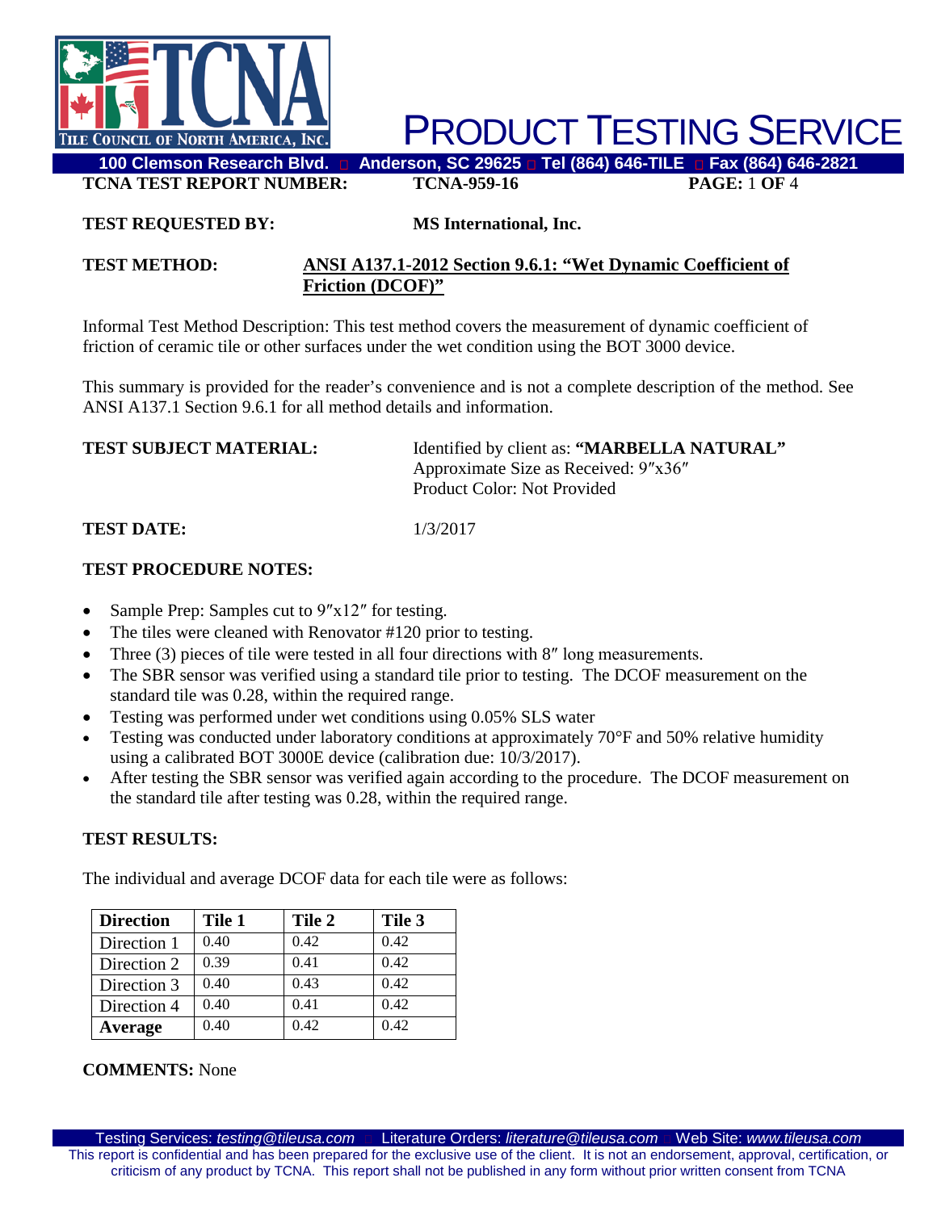# PRODUCT TESTING SERVICE

**100 Clemson Research Blvd. ◻ Anderson, SC 29625 ◻ Tel (864) 646-TILE ◻ Fax (864) 646-2821**

**TCNA TEST REPORT NUMBER:** **TCNA-959-16**

**TEST REQUESTED BY:** **MS International, Inc.**

**TEST METHOD:** **ANSI A137.1-2012 Section 9.6.1: "Wet Dynamic Coefficient of Friction (DCOF)"**

Informal Test Method Description: This test method covers the measurement of dynamic coefficient of friction of ceramic tile or other surfaces under the wet condition using the BOT 3000 device.

This summary is provided for the reader's convenience and is not a complete description of the method. See ANSI A137.1 Section 9.6.1 for all method details and information.

**TEST SUBJECT MATERIAL:** Identified by client as: **"MARBELLA NATURAL"**
Approximate Size as Received: 9″x36″
Product Color: Not Provided

**TEST DATE:** 1/3/2017

**TEST PROCEDURE NOTES:**

- Sample Prep: Samples cut to 9″x12″ for testing.
- The tiles were cleaned with Renovator #120 prior to testing.
- Three (3) pieces of tile were tested in all four directions with 8″ long measurements.
- The SBR sensor was verified using a standard tile prior to testing. The DCOF measurement on the standard tile was 0.28, within the required range.
- Testing was performed under wet conditions using 0.05% SLS water
- Testing was conducted under laboratory conditions at approximately 70°F and 50% relative humidity using a calibrated BOT 3000E device (calibration due: 10/3/2017).
- After testing the SBR sensor was verified again according to the procedure. The DCOF measurement on the standard tile after testing was 0.28, within the required range.

**TEST RESULTS:**

The individual and average DCOF data for each tile were as follows:

| **Direction** | **Tile 1** | **Tile 2** | **Tile 3** |
|---|---|---|---|
| Direction 1 | 0.40 | 0.42 | 0.42 |
| Direction 2 | 0.39 | 0.41 | 0.42 |
| Direction 3 | 0.40 | 0.43 | 0.42 |
| Direction 4 | 0.40 | 0.41 | 0.42 |
| **Average** | 0.40 | 0.42 | 0.42 |

**COMMENTS:** None

Testing Services: *testing@tileusa.com* ◻ Literature Orders: *literature@tileusa.com* ◻ Web Site: *www.tileusa.com*

This report is confidential and has been prepared for the exclusive use of the client. It is not an endorsement, approval, certification, or criticism of any product by TCNA. This report shall not be published in any form without prior written consent from TCNA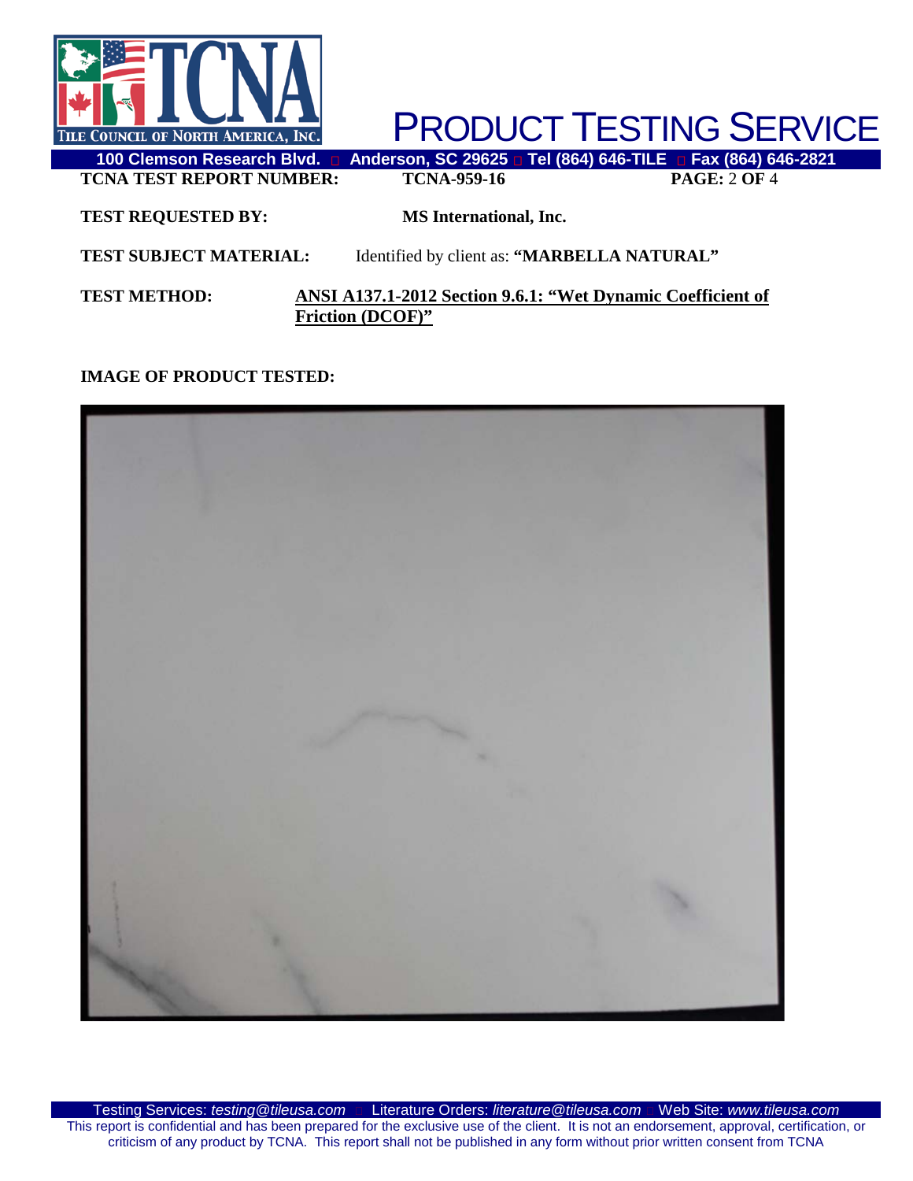**TCNA TEST REPORT NUMBER:** TCNA-959-16

**TEST REQUESTED BY:** MS International, Inc.

**TEST SUBJECT MATERIAL:** Identified by client as: **"MARBELLA NATURAL"**

**TEST METHOD:** **ANSI A137.1-2012 Section 9.6.1: "Wet Dynamic Coefficient of Friction (DCOF)"**

**IMAGE OF PRODUCT TESTED:**

This report is confidential and has been prepared for the exclusive use of the client. It is not an endorsement, approval, certification, or criticism of any product by TCNA. This report shall not be published in any form without prior written consent from TCNA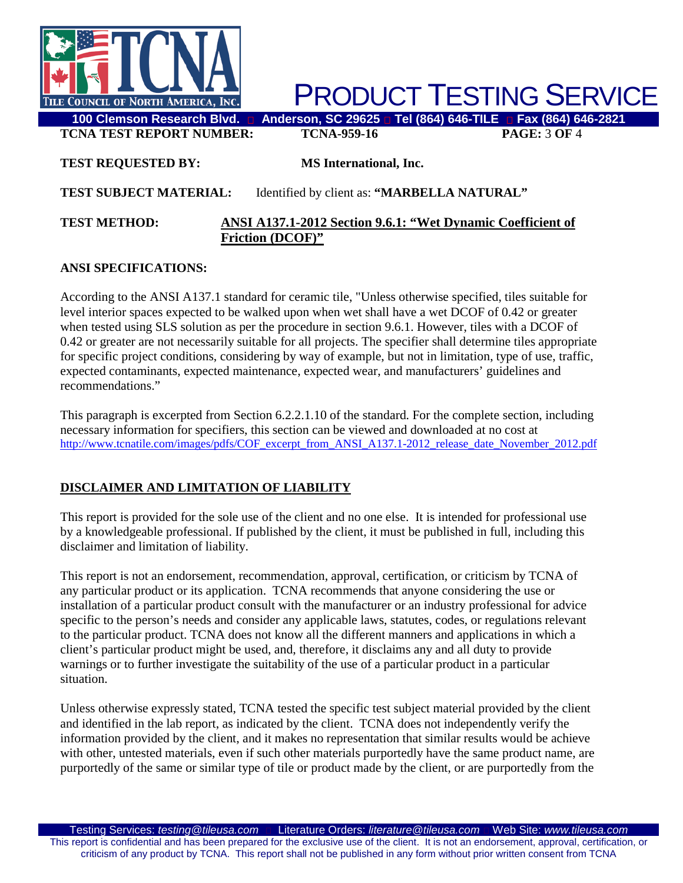**TCNA TEST REPORT NUMBER:** TCNA-959-16

**TEST REQUESTED BY:** MS International, Inc.

**TEST SUBJECT MATERIAL:** Identified by client as: **"MARBELLA NATURAL"**

**TEST METHOD:** **ANSI A137.1-2012 Section 9.6.1: "Wet Dynamic Coefficient of Friction (DCOF)"**

**ANSI SPECIFICATIONS:**

According to the ANSI A137.1 standard for ceramic tile, "Unless otherwise specified, tiles suitable for level interior spaces expected to be walked upon when wet shall have a wet DCOF of 0.42 or greater when tested using SLS solution as per the procedure in section 9.6.1. However, tiles with a DCOF of 0.42 or greater are not necessarily suitable for all projects. The specifier shall determine tiles appropriate for specific project conditions, considering by way of example, but not in limitation, type of use, traffic, expected contaminants, expected maintenance, expected wear, and manufacturers' guidelines and recommendations."

This paragraph is excerpted from Section 6.2.2.1.10 of the standard. For the complete section, including necessary information for specifiers, this section can be viewed and downloaded at no cost at http://www.tcnatile.com/images/pdfs/COF_excerpt_from_ANSI_A137.1-2012_release_date_November_2012.pdf

## DISCLAIMER AND LIMITATION OF LIABILITY

This report is provided for the sole use of the client and no one else. It is intended for professional use by a knowledgeable professional. If published by the client, it must be published in full, including this disclaimer and limitation of liability.

This report is not an endorsement, recommendation, approval, certification, or criticism by TCNA of any particular product or its application. TCNA recommends that anyone considering the use or installation of a particular product consult with the manufacturer or an industry professional for advice specific to the person's needs and consider any applicable laws, statutes, codes, or regulations relevant to the particular product. TCNA does not know all the different manners and applications in which a client's particular product might be used, and, therefore, it disclaims any and all duty to provide warnings or to further investigate the suitability of the use of a particular product in a particular situation.

Unless otherwise expressly stated, TCNA tested the specific test subject material provided by the client and identified in the lab report, as indicated by the client. TCNA does not independently verify the information provided by the client, and it makes no representation that similar results would be achieve with other, untested materials, even if such other materials purportedly have the same product name, are purportedly of the same or similar type of tile or product made by the client, or are purportedly from the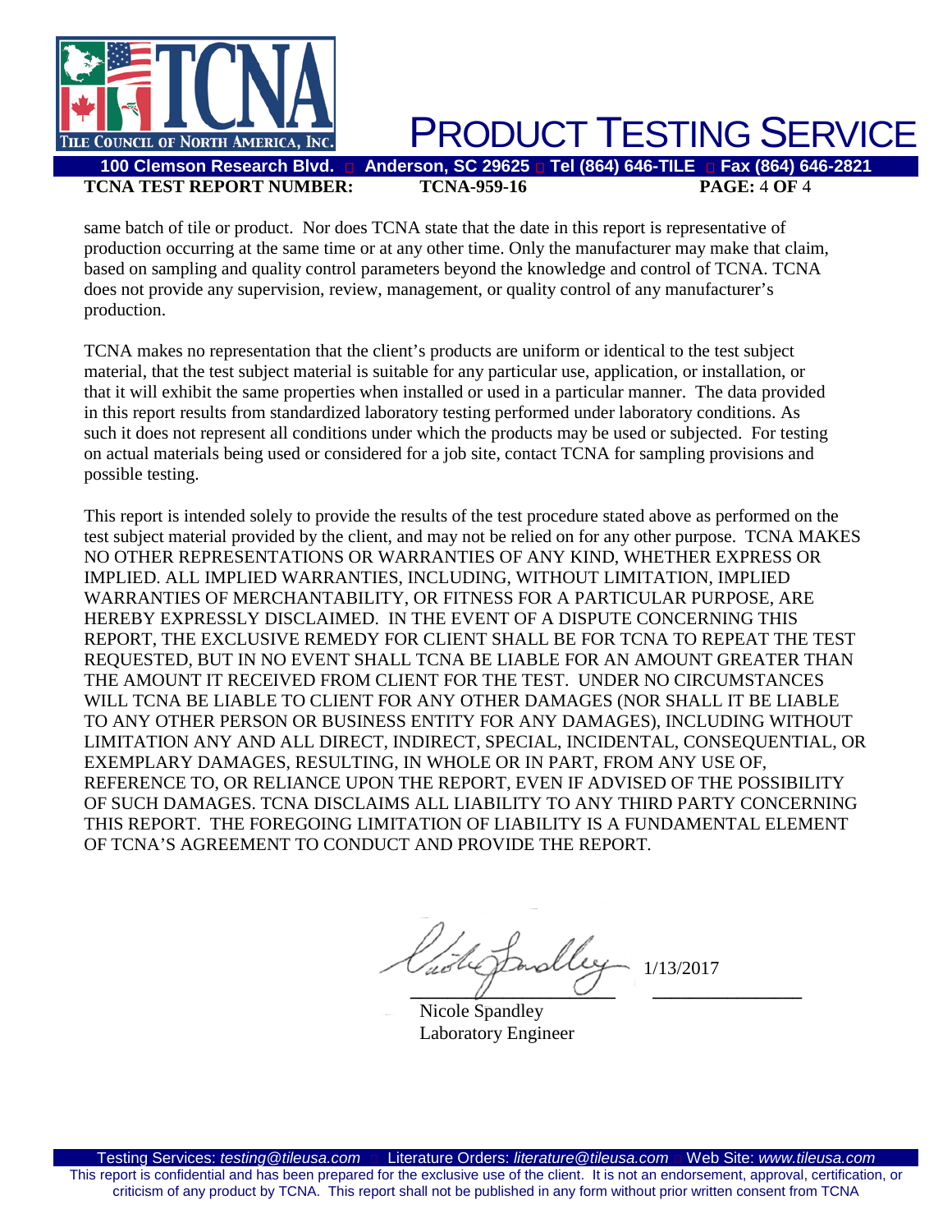same batch of tile or product. Nor does TCNA state that the date in this report is representative of production occurring at the same time or at any other time. Only the manufacturer may make that claim, based on sampling and quality control parameters beyond the knowledge and control of TCNA. TCNA does not provide any supervision, review, management, or quality control of any manufacturer's production.

TCNA makes no representation that the client's products are uniform or identical to the test subject material, that the test subject material is suitable for any particular use, application, or installation, or that it will exhibit the same properties when installed or used in a particular manner. The data provided in this report results from standardized laboratory testing performed under laboratory conditions. As such it does not represent all conditions under which the products may be used or subjected. For testing on actual materials being used or considered for a job site, contact TCNA for sampling provisions and possible testing.

This report is intended solely to provide the results of the test procedure stated above as performed on the test subject material provided by the client, and may not be relied on for any other purpose. TCNA MAKES NO OTHER REPRESENTATIONS OR WARRANTIES OF ANY KIND, WHETHER EXPRESS OR IMPLIED. ALL IMPLIED WARRANTIES, INCLUDING, WITHOUT LIMITATION, IMPLIED WARRANTIES OF MERCHANTABILITY, OR FITNESS FOR A PARTICULAR PURPOSE, ARE HEREBY EXPRESSLY DISCLAIMED. IN THE EVENT OF A DISPUTE CONCERNING THIS REPORT, THE EXCLUSIVE REMEDY FOR CLIENT SHALL BE FOR TCNA TO REPEAT THE TEST REQUESTED, BUT IN NO EVENT SHALL TCNA BE LIABLE FOR AN AMOUNT GREATER THAN THE AMOUNT IT RECEIVED FROM CLIENT FOR THE TEST. UNDER NO CIRCUMSTANCES WILL TCNA BE LIABLE TO CLIENT FOR ANY OTHER DAMAGES (NOR SHALL IT BE LIABLE TO ANY OTHER PERSON OR BUSINESS ENTITY FOR ANY DAMAGES), INCLUDING WITHOUT LIMITATION ANY AND ALL DIRECT, INDIRECT, SPECIAL, INCIDENTAL, CONSEQUENTIAL, OR EXEMPLARY DAMAGES, RESULTING, IN WHOLE OR IN PART, FROM ANY USE OF, REFERENCE TO, OR RELIANCE UPON THE REPORT, EVEN IF ADVISED OF THE POSSIBILITY OF SUCH DAMAGES. TCNA DISCLAIMS ALL LIABILITY TO ANY THIRD PARTY CONCERNING THIS REPORT. THE FOREGOING LIMITATION OF LIABILITY IS A FUNDAMENTAL ELEMENT OF TCNA'S AGREEMENT TO CONDUCT AND PROVIDE THE REPORT.

1/13/2017

Nicole Spandley
Laboratory Engineer

Testing Services: *testing@tileusa.com* Literature Orders: *literature@tileusa.com* Web Site: *www.tileusa.com*

This report is confidential and has been prepared for the exclusive use of the client. It is not an endorsement, approval, certification, or criticism of any product by TCNA. This report shall not be published in any form without prior written consent from TCNA